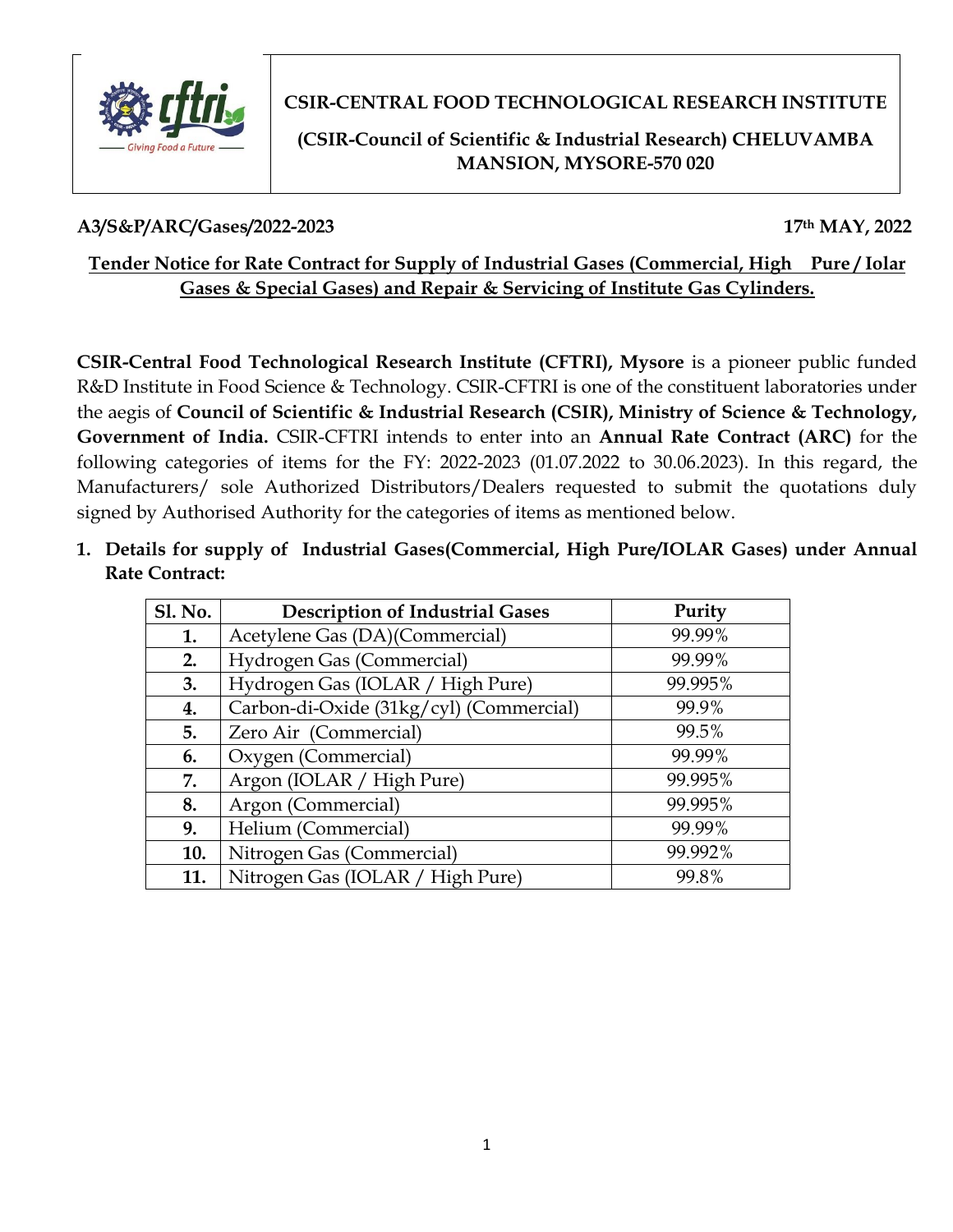**CSIR-CENTRAL FOOD TECHNOLOGICAL RESEARCH INSTITUTE**

**(CSIR-Council of Scientific & Industrial Research) CHELUVAMBA MANSION, MYSORE-570 020**

**A3/S&P/ARC/Gases/2022-2023** **17th MAY, 2022**

## Tender Notice for Rate Contract for Supply of Industrial Gases (Commercial, High Pure / Iolar Gases & Special Gases) and Repair & Servicing of Institute Gas Cylinders.

**CSIR-Central Food Technological Research Institute (CFTRI), Mysore** is a pioneer public funded R&D Institute in Food Science & Technology. CSIR-CFTRI is one of the constituent laboratories under the aegis of **Council of Scientific & Industrial Research (CSIR), Ministry of Science & Technology, Government of India.** CSIR-CFTRI intends to enter into an **Annual Rate Contract (ARC)** for the following categories of items for the FY: 2022-2023 (01.07.2022 to 30.06.2023). In this regard, the Manufacturers/ sole Authorized Distributors/Dealers requested to submit the quotations duly signed by Authorised Authority for the categories of items as mentioned below.

1. **Details for supply of Industrial Gases(Commercial, High Pure/IOLAR Gases) under Annual Rate Contract:**

| Sl. No. | Description of Industrial Gases | Purity |
|---|---|---|
| **1.** | Acetylene Gas (DA)(Commercial) | 99.99% |
| **2.** | Hydrogen Gas (Commercial) | 99.99% |
| **3.** | Hydrogen Gas (IOLAR / High Pure) | 99.995% |
| **4.** | Carbon-di-Oxide (31kg/cyl) (Commercial) | 99.9% |
| **5.** | Zero Air (Commercial) | 99.5% |
| **6.** | Oxygen (Commercial) | 99.99% |
| **7.** | Argon (IOLAR / High Pure) | 99.995% |
| **8.** | Argon (Commercial) | 99.995% |
| **9.** | Helium (Commercial) | 99.99% |
| **10.** | Nitrogen Gas (Commercial) | 99.992% |
| **11.** | Nitrogen Gas (IOLAR / High Pure) | 99.8% |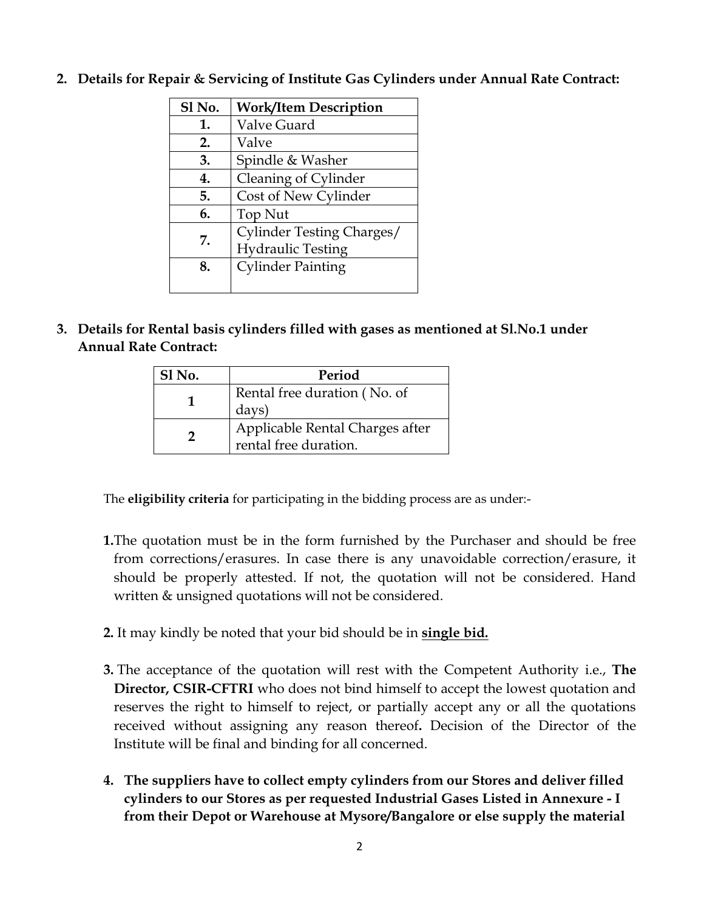**2. Details for Repair & Servicing of Institute Gas Cylinders under Annual Rate Contract:**

| Sl No. | Work/Item Description |
|---|---|
| **1.** | Valve Guard |
| **2.** | Valve |
| **3.** | Spindle & Washer |
| **4.** | Cleaning of Cylinder |
| **5.** | Cost of New Cylinder |
| **6.** | Top Nut |
| **7.** | Cylinder Testing Charges/ Hydraulic Testing |
| **8.** | Cylinder Painting |

**3. Details for Rental basis cylinders filled with gases as mentioned at Sl.No.1 under Annual Rate Contract:**

| Sl No. | Period |
|---|---|
| **1** | Rental free duration ( No. of days) |
| **2** | Applicable Rental Charges after rental free duration. |

The **eligibility criteria** for participating in the bidding process are as under:-

**1.** The quotation must be in the form furnished by the Purchaser and should be free from corrections/erasures. In case there is any unavoidable correction/erasure, it should be properly attested. If not, the quotation will not be considered. Hand written & unsigned quotations will not be considered.

**2.** It may kindly be noted that your bid should be in **single bid.**

**3.** The acceptance of the quotation will rest with the Competent Authority i.e., **The Director, CSIR-CFTRI** who does not bind himself to accept the lowest quotation and reserves the right to himself to reject, or partially accept any or all the quotations received without assigning any reason thereof**.** Decision of the Director of the Institute will be final and binding for all concerned.

**4. The suppliers have to collect empty cylinders from our Stores and deliver filled cylinders to our Stores as per requested Industrial Gases Listed in Annexure - I from their Depot or Warehouse at Mysore/Bangalore or else supply the material**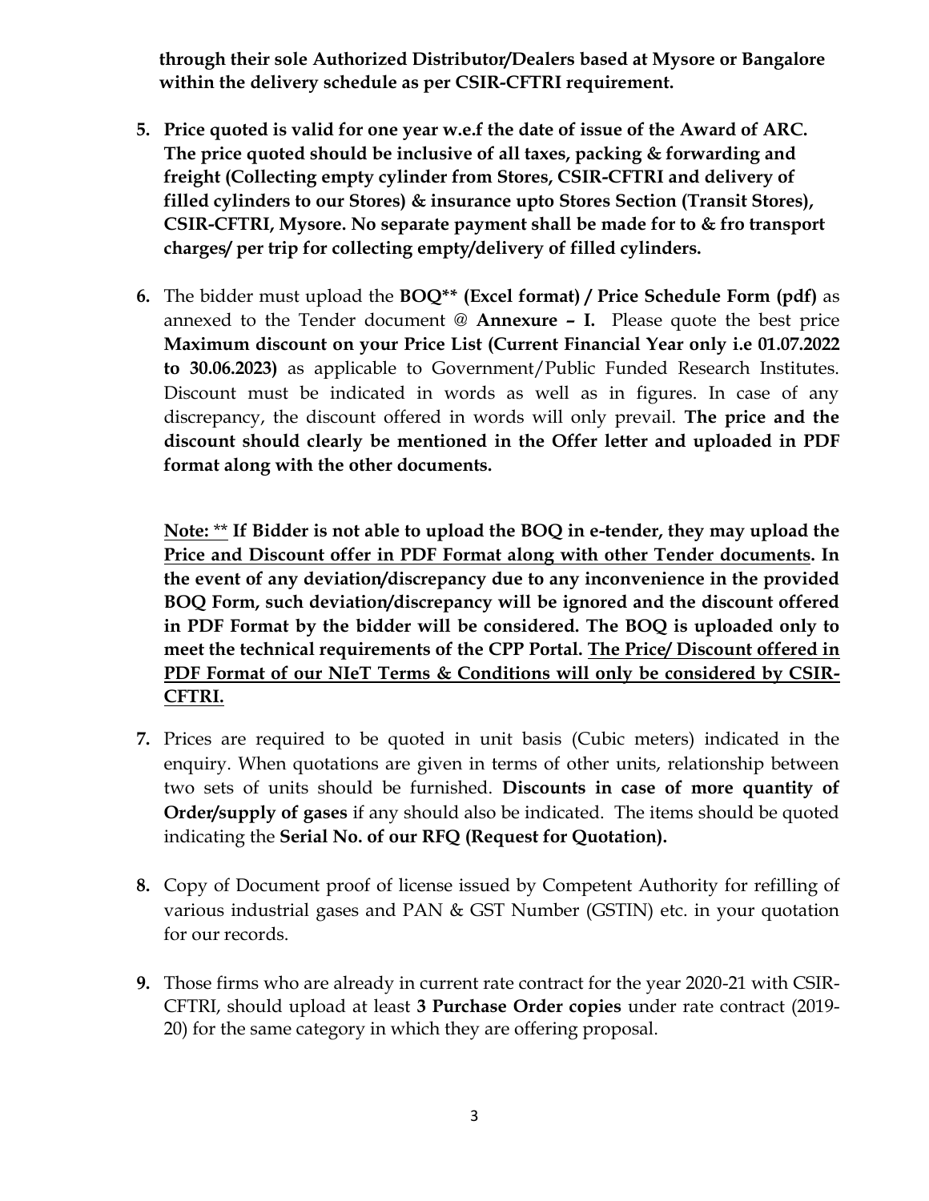**through their sole Authorized Distributor/Dealers based at Mysore or Bangalore within the delivery schedule as per CSIR-CFTRI requirement.**

5. **Price quoted is valid for one year w.e.f the date of issue of the Award of ARC. The price quoted should be inclusive of all taxes, packing & forwarding and freight (Collecting empty cylinder from Stores, CSIR-CFTRI and delivery of filled cylinders to our Stores) & insurance upto Stores Section (Transit Stores), CSIR-CFTRI, Mysore. No separate payment shall be made for to & fro transport charges/ per trip for collecting empty/delivery of filled cylinders.**

6. The bidder must upload the **BOQ\*\* (Excel format) / Price Schedule Form (pdf)** as annexed to the Tender document @ **Annexure – I.** Please quote the best price **Maximum discount on your Price List (Current Financial Year only i.e 01.07.2022 to 30.06.2023)** as applicable to Government/Public Funded Research Institutes. Discount must be indicated in words as well as in figures. In case of any discrepancy, the discount offered in words will only prevail. **The price and the discount should clearly be mentioned in the Offer letter and uploaded in PDF format along with the other documents.**

   **<u>Note:</u> ** If Bidder is not able to upload the BOQ in e-tender, they may upload the <u>Price and Discount offer in PDF Format along with other Tender documents</u>. In the event of any deviation/discrepancy due to any inconvenience in the provided BOQ Form, such deviation/discrepancy will be ignored and the discount offered in PDF Format by the bidder will be considered. The BOQ is uploaded only to meet the technical requirements of the CPP Portal. <u>The Price/ Discount offered in PDF Format of our NIeT Terms & Conditions will only be considered by CSIR-CFTRI.</u>**

7. Prices are required to be quoted in unit basis (Cubic meters) indicated in the enquiry. When quotations are given in terms of other units, relationship between two sets of units should be furnished. **Discounts in case of more quantity of Order/supply of gases** if any should also be indicated. The items should be quoted indicating the **Serial No. of our RFQ (Request for Quotation).**

8. Copy of Document proof of license issued by Competent Authority for refilling of various industrial gases and PAN & GST Number (GSTIN) etc. in your quotation for our records.

9. Those firms who are already in current rate contract for the year 2020-21 with CSIR-CFTRI, should upload at least **3 Purchase Order copies** under rate contract (2019-20) for the same category in which they are offering proposal.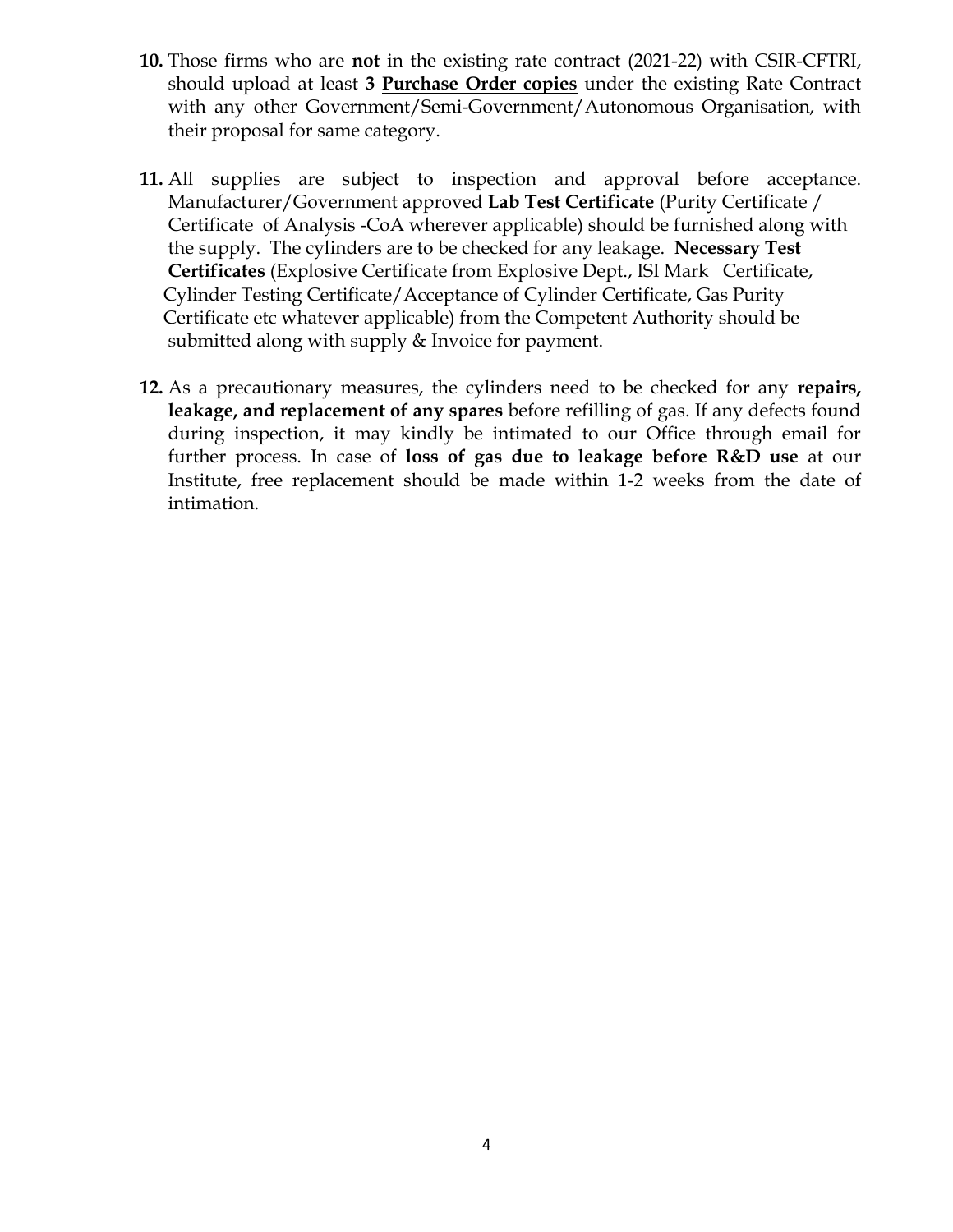**10.** Those firms who are **not** in the existing rate contract (2021-22) with CSIR-CFTRI, should upload at least **3 Purchase Order copies** under the existing Rate Contract with any other Government/Semi-Government/Autonomous Organisation, with their proposal for same category.

**11.** All supplies are subject to inspection and approval before acceptance. Manufacturer/Government approved **Lab Test Certificate** (Purity Certificate / Certificate of Analysis -CoA wherever applicable) should be furnished along with the supply. The cylinders are to be checked for any leakage. **Necessary Test Certificates** (Explosive Certificate from Explosive Dept., ISI Mark Certificate, Cylinder Testing Certificate/Acceptance of Cylinder Certificate, Gas Purity Certificate etc whatever applicable) from the Competent Authority should be submitted along with supply & Invoice for payment.

**12.** As a precautionary measures, the cylinders need to be checked for any **repairs, leakage, and replacement of any spares** before refilling of gas. If any defects found during inspection, it may kindly be intimated to our Office through email for further process. In case of **loss of gas due to leakage before R&D use** at our Institute, free replacement should be made within 1-2 weeks from the date of intimation.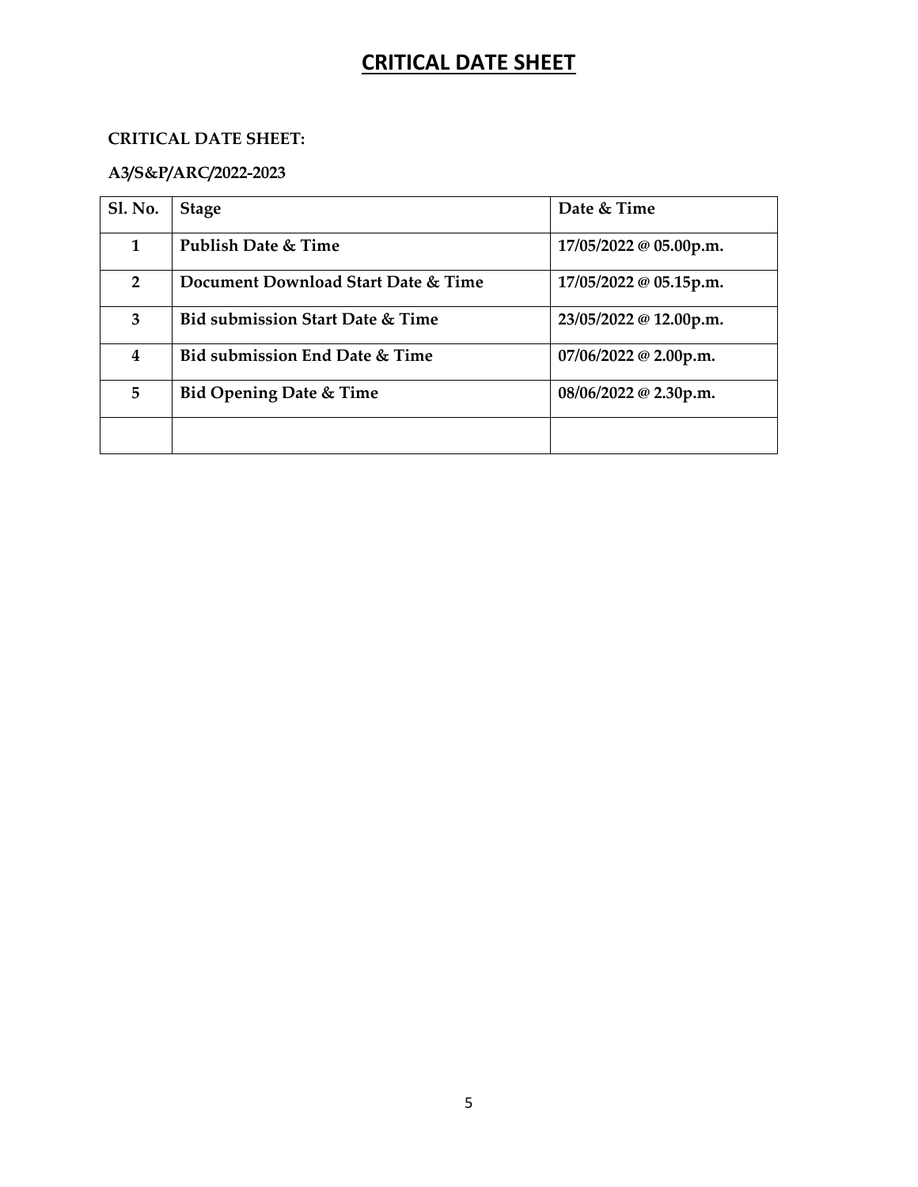# CRITICAL DATE SHEET

**CRITICAL DATE SHEET:**

**A3/S&P/ARC/2022-2023**

| Sl. No. | Stage | Date & Time |
|---|---|---|
| 1 | Publish Date & Time | 17/05/2022 @ 05.00p.m. |
| 2 | Document Download Start Date & Time | 17/05/2022 @ 05.15p.m. |
| 3 | Bid submission Start Date & Time | 23/05/2022 @ 12.00p.m. |
| 4 | Bid submission End Date & Time | 07/06/2022 @ 2.00p.m. |
| 5 | Bid Opening Date & Time | 08/06/2022 @ 2.30p.m. |
| | | |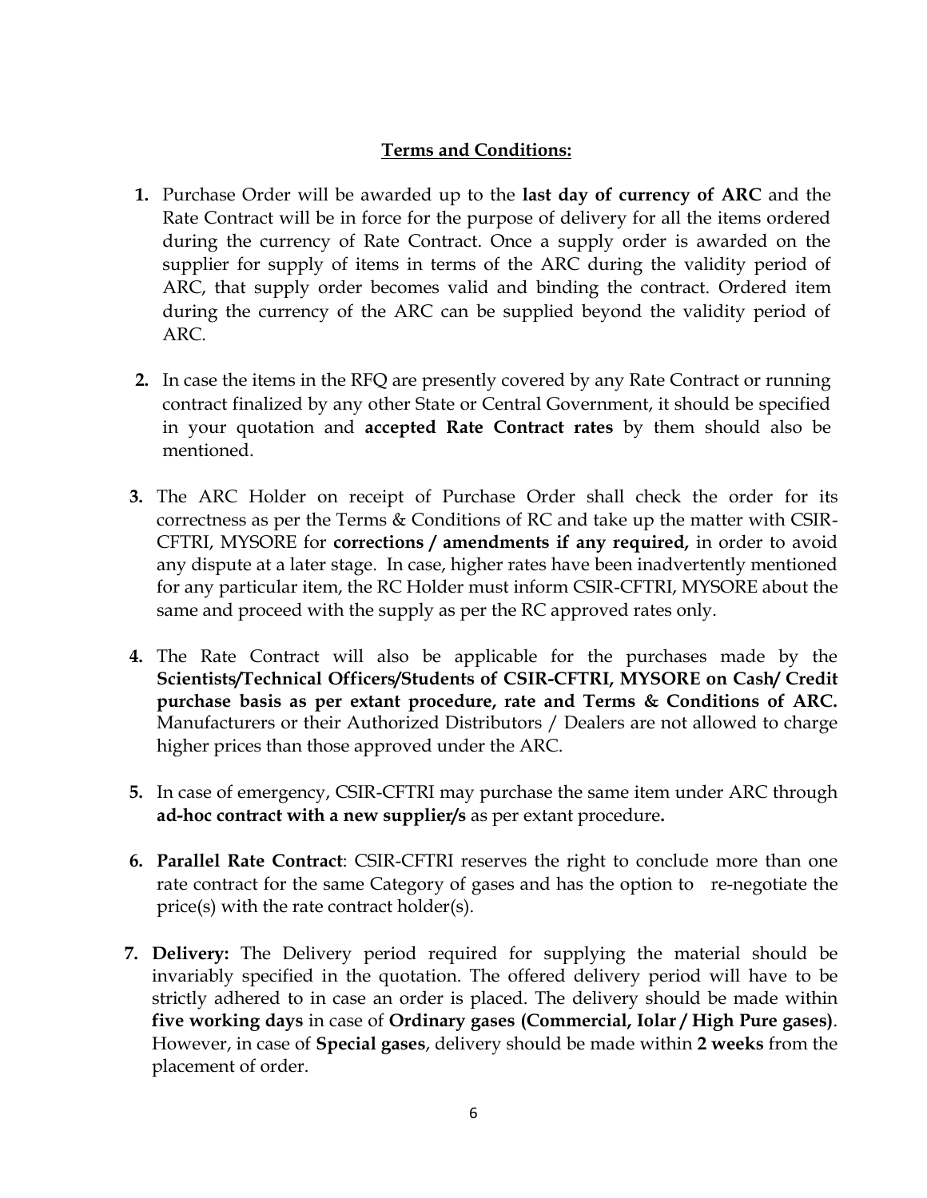**Terms and Conditions:**

1. Purchase Order will be awarded up to the **last day of currency of ARC** and the Rate Contract will be in force for the purpose of delivery for all the items ordered during the currency of Rate Contract. Once a supply order is awarded on the supplier for supply of items in terms of the ARC during the validity period of ARC, that supply order becomes valid and binding the contract. Ordered item during the currency of the ARC can be supplied beyond the validity period of ARC.

2. In case the items in the RFQ are presently covered by any Rate Contract or running contract finalized by any other State or Central Government, it should be specified in your quotation and **accepted Rate Contract rates** by them should also be mentioned.

3. The ARC Holder on receipt of Purchase Order shall check the order for its correctness as per the Terms & Conditions of RC and take up the matter with CSIR-CFTRI, MYSORE for **corrections / amendments if any required,** in order to avoid any dispute at a later stage. In case, higher rates have been inadvertently mentioned for any particular item, the RC Holder must inform CSIR-CFTRI, MYSORE about the same and proceed with the supply as per the RC approved rates only.

4. The Rate Contract will also be applicable for the purchases made by the **Scientists/Technical Officers/Students of CSIR-CFTRI, MYSORE on Cash/ Credit purchase basis as per extant procedure, rate and Terms & Conditions of ARC.** Manufacturers or their Authorized Distributors / Dealers are not allowed to charge higher prices than those approved under the ARC.

5. In case of emergency, CSIR-CFTRI may purchase the same item under ARC through **ad-hoc contract with a new supplier/s** as per extant procedure**.**

6. **Parallel Rate Contract**: CSIR-CFTRI reserves the right to conclude more than one rate contract for the same Category of gases and has the option to re-negotiate the price(s) with the rate contract holder(s).

7. **Delivery:** The Delivery period required for supplying the material should be invariably specified in the quotation. The offered delivery period will have to be strictly adhered to in case an order is placed. The delivery should be made within **five working days** in case of **Ordinary gases (Commercial, Iolar / High Pure gases)**. However, in case of **Special gases**, delivery should be made within **2 weeks** from the placement of order.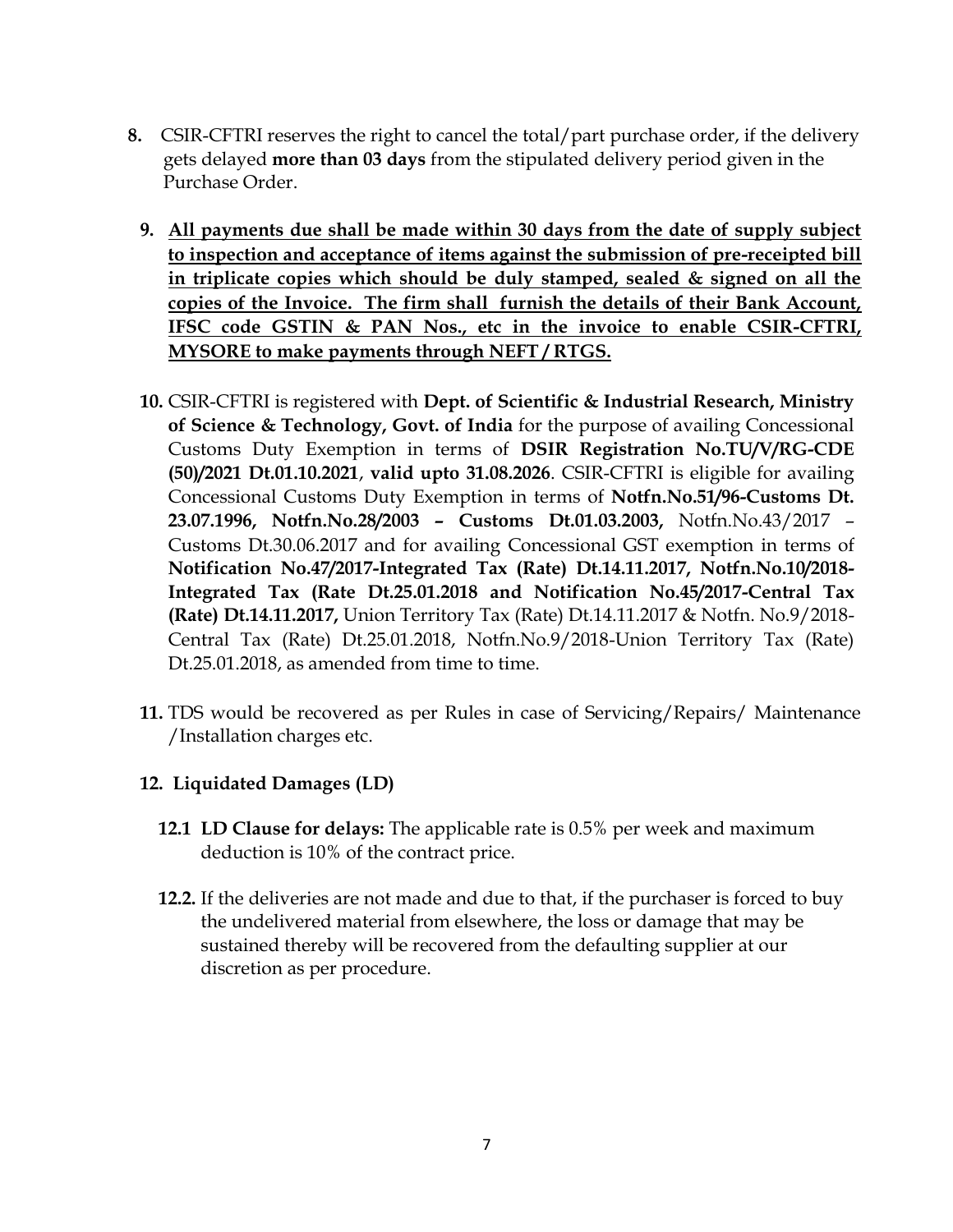8. CSIR-CFTRI reserves the right to cancel the total/part purchase order, if the delivery gets delayed **more than 03 days** from the stipulated delivery period given in the Purchase Order.

9. **<u>All payments due shall be made within 30 days from the date of supply subject to inspection and acceptance of items against the submission of pre-receipted bill in triplicate copies which should be duly stamped, sealed & signed on all the copies of the Invoice. The firm shall furnish the details of their Bank Account, IFSC code GSTIN & PAN Nos., etc in the invoice to enable CSIR-CFTRI, MYSORE to make payments through NEFT / RTGS.</u>**

10. CSIR-CFTRI is registered with **Dept. of Scientific & Industrial Research, Ministry of Science & Technology, Govt. of India** for the purpose of availing Concessional Customs Duty Exemption in terms of **DSIR Registration No.TU/V/RG-CDE (50)/2021 Dt.01.10.2021**, **valid upto 31.08.2026**. CSIR-CFTRI is eligible for availing Concessional Customs Duty Exemption in terms of **Notfn.No.51/96-Customs Dt. 23.07.1996, Notfn.No.28/2003 – Customs Dt.01.03.2003,** Notfn.No.43/2017 – Customs Dt.30.06.2017 and for availing Concessional GST exemption in terms of **Notification No.47/2017-Integrated Tax (Rate) Dt.14.11.2017, Notfn.No.10/2018-Integrated Tax (Rate Dt.25.01.2018 and Notification No.45/2017-Central Tax (Rate) Dt.14.11.2017,** Union Territory Tax (Rate) Dt.14.11.2017 & Notfn. No.9/2018-Central Tax (Rate) Dt.25.01.2018, Notfn.No.9/2018-Union Territory Tax (Rate) Dt.25.01.2018, as amended from time to time.

11. TDS would be recovered as per Rules in case of Servicing/Repairs/ Maintenance /Installation charges etc.

12. **Liquidated Damages (LD)**

    **12.1 LD Clause for delays:** The applicable rate is 0.5% per week and maximum deduction is 10% of the contract price.

    **12.2.** If the deliveries are not made and due to that, if the purchaser is forced to buy the undelivered material from elsewhere, the loss or damage that may be sustained thereby will be recovered from the defaulting supplier at our discretion as per procedure.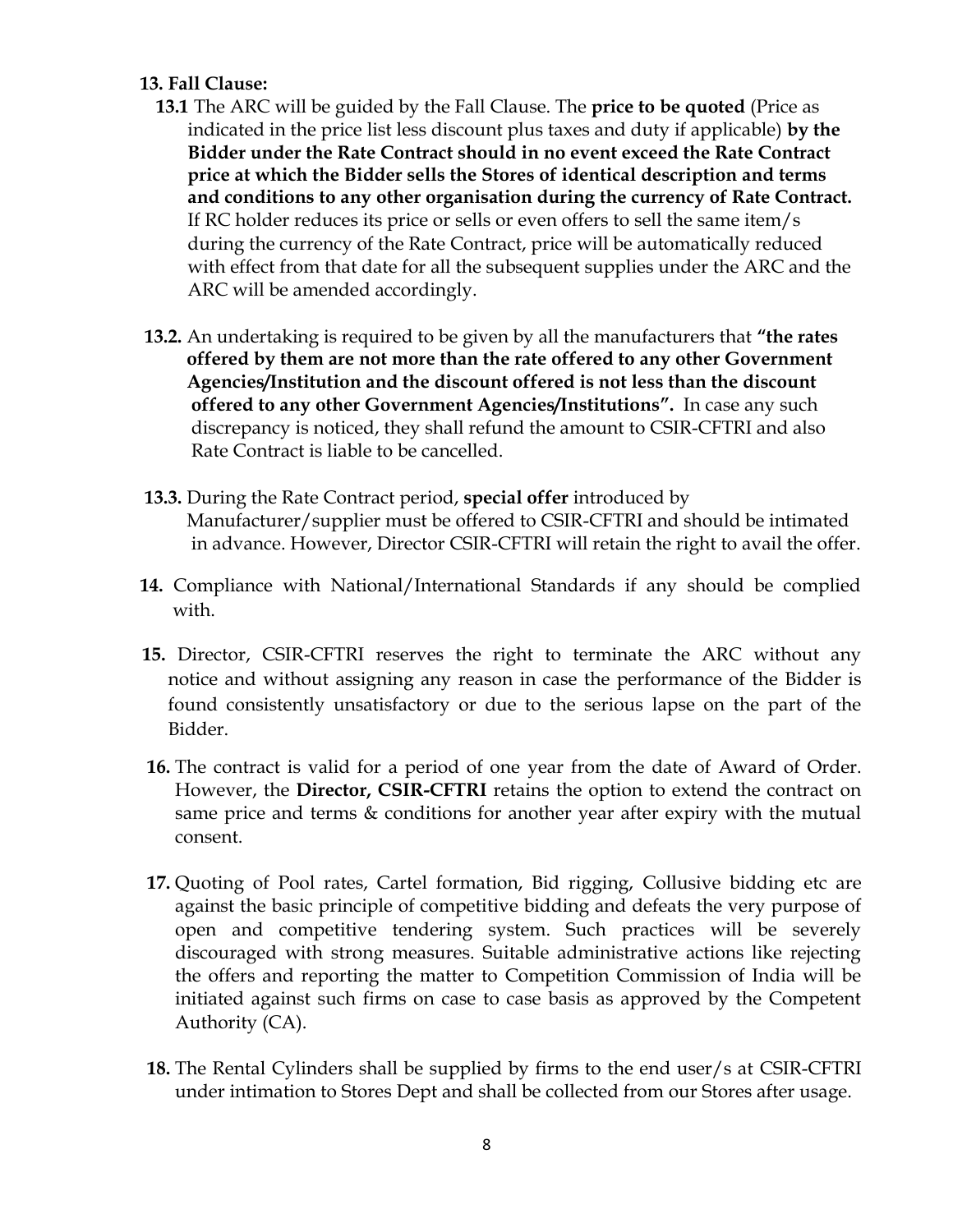**13. Fall Clause:**

**13.1** The ARC will be guided by the Fall Clause. The **price to be quoted** (Price as indicated in the price list less discount plus taxes and duty if applicable) **by the Bidder under the Rate Contract should in no event exceed the Rate Contract price at which the Bidder sells the Stores of identical description and terms and conditions to any other organisation during the currency of Rate Contract.** If RC holder reduces its price or sells or even offers to sell the same item/s during the currency of the Rate Contract, price will be automatically reduced with effect from that date for all the subsequent supplies under the ARC and the ARC will be amended accordingly.

**13.2.** An undertaking is required to be given by all the manufacturers that **"the rates offered by them are not more than the rate offered to any other Government Agencies/Institution and the discount offered is not less than the discount offered to any other Government Agencies/Institutions".** In case any such discrepancy is noticed, they shall refund the amount to CSIR-CFTRI and also Rate Contract is liable to be cancelled.

**13.3.** During the Rate Contract period, **special offer** introduced by Manufacturer/supplier must be offered to CSIR-CFTRI and should be intimated in advance. However, Director CSIR-CFTRI will retain the right to avail the offer.

**14.** Compliance with National/International Standards if any should be complied with.

**15.** Director, CSIR-CFTRI reserves the right to terminate the ARC without any notice and without assigning any reason in case the performance of the Bidder is found consistently unsatisfactory or due to the serious lapse on the part of the Bidder.

**16.** The contract is valid for a period of one year from the date of Award of Order. However, the **Director, CSIR-CFTRI** retains the option to extend the contract on same price and terms & conditions for another year after expiry with the mutual consent.

**17.** Quoting of Pool rates, Cartel formation, Bid rigging, Collusive bidding etc are against the basic principle of competitive bidding and defeats the very purpose of open and competitive tendering system. Such practices will be severely discouraged with strong measures. Suitable administrative actions like rejecting the offers and reporting the matter to Competition Commission of India will be initiated against such firms on case to case basis as approved by the Competent Authority (CA).

**18.** The Rental Cylinders shall be supplied by firms to the end user/s at CSIR-CFTRI under intimation to Stores Dept and shall be collected from our Stores after usage.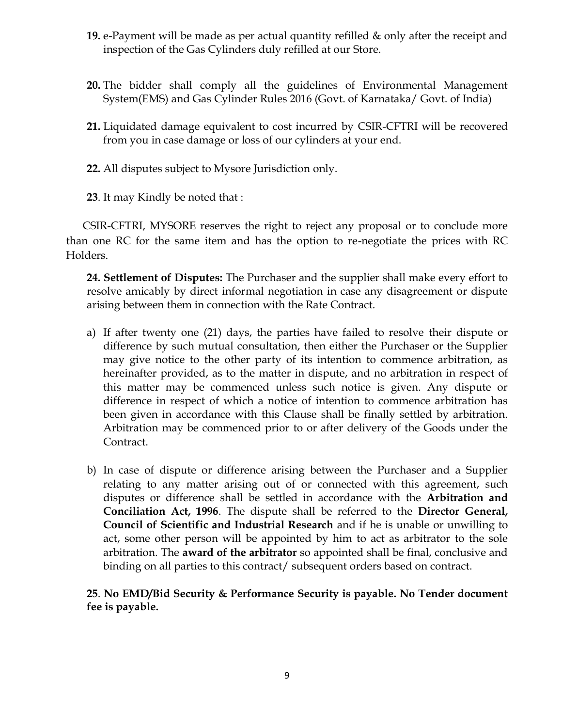**19.** e-Payment will be made as per actual quantity refilled & only after the receipt and inspection of the Gas Cylinders duly refilled at our Store.

**20.** The bidder shall comply all the guidelines of Environmental Management System(EMS) and Gas Cylinder Rules 2016 (Govt. of Karnataka/ Govt. of India)

**21.** Liquidated damage equivalent to cost incurred by CSIR-CFTRI will be recovered from you in case damage or loss of our cylinders at your end.

**22.** All disputes subject to Mysore Jurisdiction only.

**23**. It may Kindly be noted that :

CSIR-CFTRI, MYSORE reserves the right to reject any proposal or to conclude more than one RC for the same item and has the option to re-negotiate the prices with RC Holders.

**24. Settlement of Disputes:** The Purchaser and the supplier shall make every effort to resolve amicably by direct informal negotiation in case any disagreement or dispute arising between them in connection with the Rate Contract.

a) If after twenty one (21) days, the parties have failed to resolve their dispute or difference by such mutual consultation, then either the Purchaser or the Supplier may give notice to the other party of its intention to commence arbitration, as hereinafter provided, as to the matter in dispute, and no arbitration in respect of this matter may be commenced unless such notice is given. Any dispute or difference in respect of which a notice of intention to commence arbitration has been given in accordance with this Clause shall be finally settled by arbitration. Arbitration may be commenced prior to or after delivery of the Goods under the Contract.

b) In case of dispute or difference arising between the Purchaser and a Supplier relating to any matter arising out of or connected with this agreement, such disputes or difference shall be settled in accordance with the **Arbitration and Conciliation Act, 1996**. The dispute shall be referred to the **Director General, Council of Scientific and Industrial Research** and if he is unable or unwilling to act, some other person will be appointed by him to act as arbitrator to the sole arbitration. The **award of the arbitrator** so appointed shall be final, conclusive and binding on all parties to this contract/ subsequent orders based on contract.

**25**. **No EMD/Bid Security & Performance Security is payable. No Tender document fee is payable.**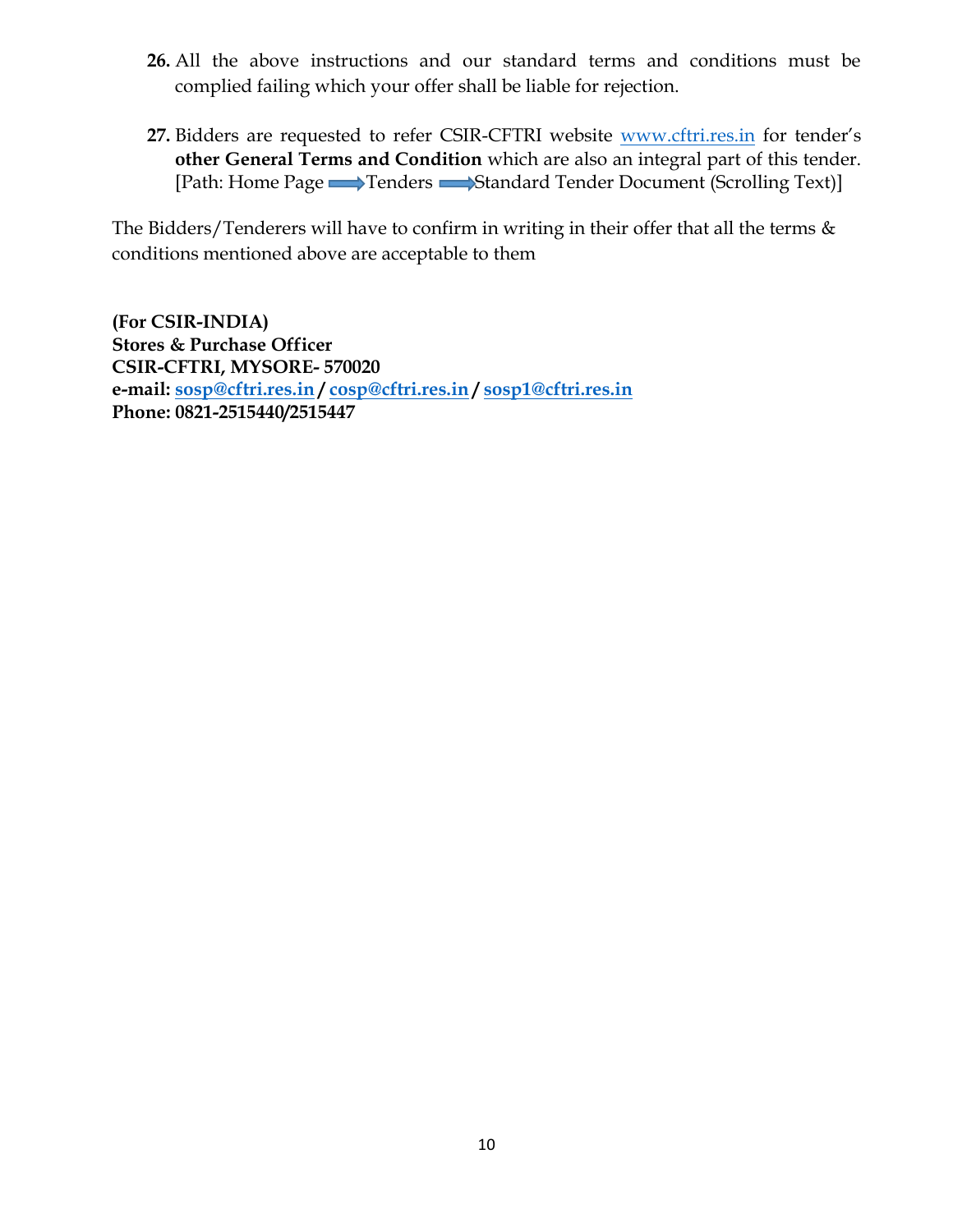26. All the above instructions and our standard terms and conditions must be complied failing which your offer shall be liable for rejection.

27. Bidders are requested to refer CSIR-CFTRI website www.cftri.res.in for tender's **other General Terms and Condition** which are also an integral part of this tender. [Path: Home Page → Tenders → Standard Tender Document (Scrolling Text)]

The Bidders/Tenderers will have to confirm in writing in their offer that all the terms & conditions mentioned above are acceptable to them

**(For CSIR-INDIA)**
**Stores & Purchase Officer**
**CSIR-CFTRI, MYSORE- 570020**
**e-mail: sosp@cftri.res.in / cosp@cftri.res.in / sosp1@cftri.res.in**
**Phone: 0821-2515440/2515447**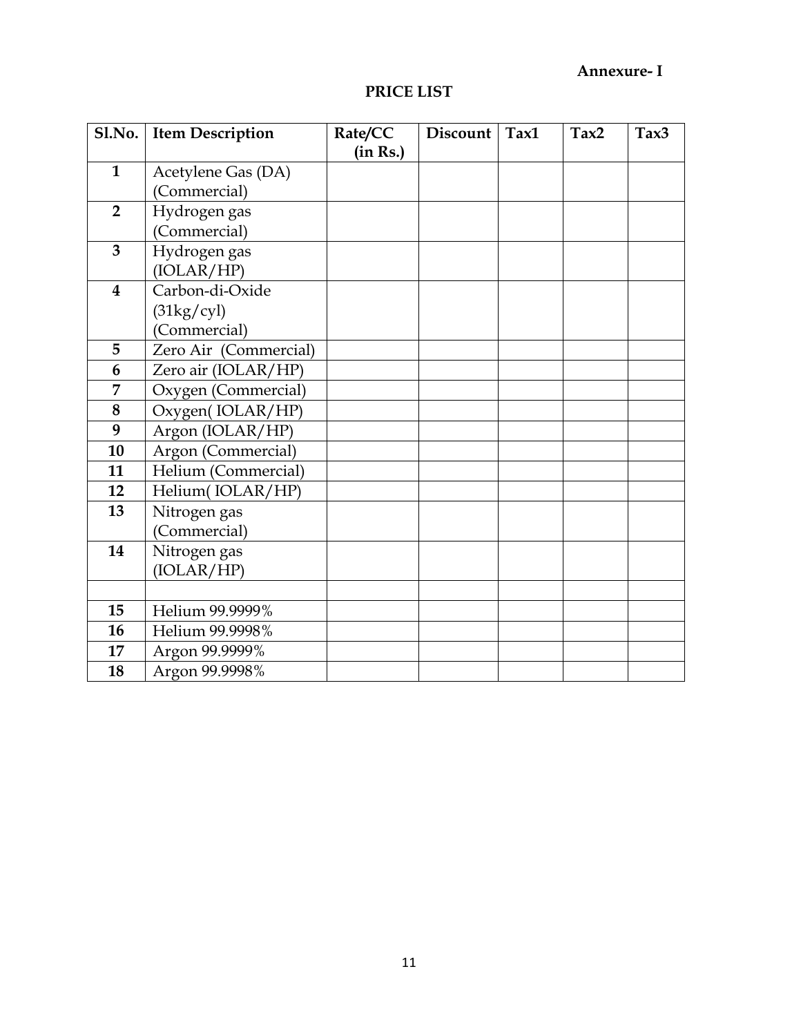**Annexure- I**

## PRICE LIST

| Sl.No. | Item Description | Rate/CC (in Rs.) | Discount | Tax1 | Tax2 | Tax3 |
|---|---|---|---|---|---|---|
| 1 | Acetylene Gas (DA) (Commercial) | | | | | |
| 2 | Hydrogen gas (Commercial) | | | | | |
| 3 | Hydrogen gas (IOLAR/HP) | | | | | |
| 4 | Carbon-di-Oxide (31kg/cyl) (Commercial) | | | | | |
| 5 | Zero Air (Commercial) | | | | | |
| 6 | Zero air (IOLAR/HP) | | | | | |
| 7 | Oxygen (Commercial) | | | | | |
| 8 | Oxygen( IOLAR/HP) | | | | | |
| 9 | Argon (IOLAR/HP) | | | | | |
| 10 | Argon (Commercial) | | | | | |
| 11 | Helium (Commercial) | | | | | |
| 12 | Helium( IOLAR/HP) | | | | | |
| 13 | Nitrogen gas (Commercial) | | | | | |
| 14 | Nitrogen gas (IOLAR/HP) | | | | | |
| | | | | | | |
| 15 | Helium 99.9999% | | | | | |
| 16 | Helium 99.9998% | | | | | |
| 17 | Argon 99.9999% | | | | | |
| 18 | Argon 99.9998% | | | | | |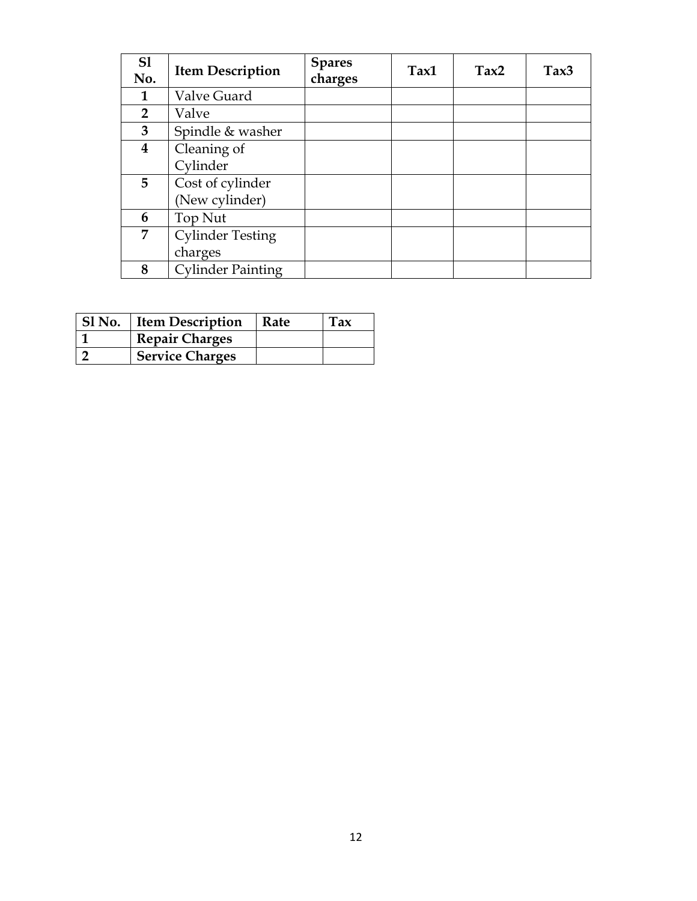| Sl No. | Item Description | Spares charges | Tax1 | Tax2 | Tax3 |
|---|---|---|---|---|---|
| **1** | Valve Guard | | | | |
| **2** | Valve | | | | |
| **3** | Spindle & washer | | | | |
| **4** | Cleaning of Cylinder | | | | |
| **5** | Cost of cylinder (New cylinder) | | | | |
| **6** | Top Nut | | | | |
| **7** | Cylinder Testing charges | | | | |
| **8** | Cylinder Painting | | | | |

| Sl No. | Item Description | Rate | Tax |
|---|---|---|---|
| **1** | **Repair Charges** | | |
| **2** | **Service Charges** | | |